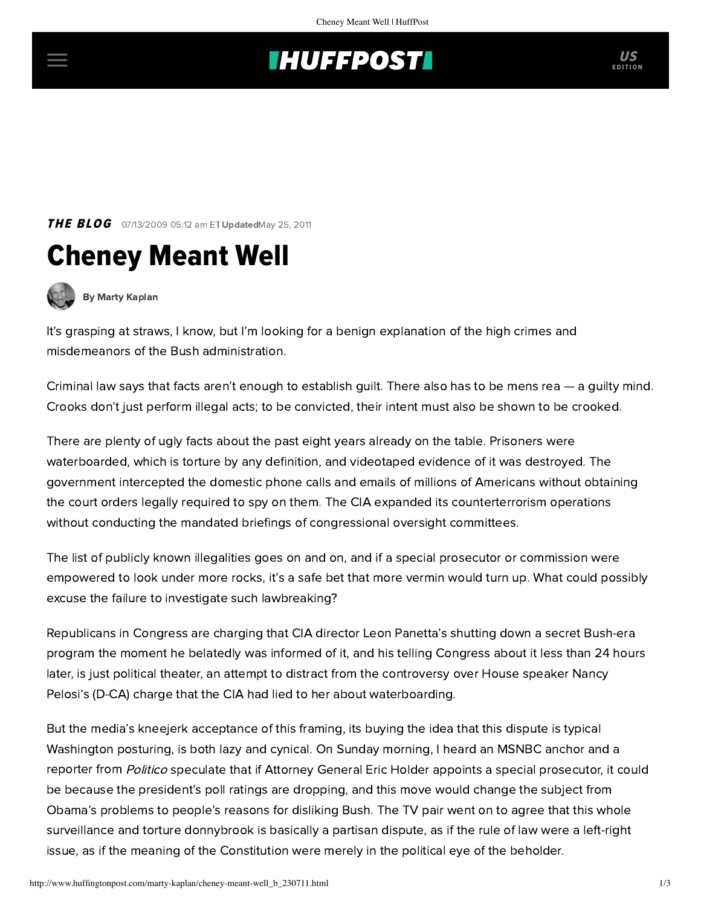THE BLOG 07/13/2009 05:12 am ET Updated May 25, 2011

# Cheney Meant Well

By Marty Kaplan

It's grasping at straws, I know, but I'm looking for a benign explanation of the high crimes and misdemeanors of the Bush administration.

Criminal law says that facts aren't enough to establish guilt. There also has to be mens rea — a guilty mind. Crooks don't just perform illegal acts; to be convicted, their intent must also be shown to be crooked.

There are plenty of ugly facts about the past eight years already on the table. Prisoners were waterboarded, which is torture by any definition, and videotaped evidence of it was destroyed. The government intercepted the domestic phone calls and emails of millions of Americans without obtaining the court orders legally required to spy on them. The CIA expanded its counterterrorism operations without conducting the mandated briefings of congressional oversight committees.

The list of publicly known illegalities goes on and on, and if a special prosecutor or commission were empowered to look under more rocks, it's a safe bet that more vermin would turn up. What could possibly excuse the failure to investigate such lawbreaking?

Republicans in Congress are charging that CIA director Leon Panetta's shutting down a secret Bush-era program the moment he belatedly was informed of it, and his telling Congress about it less than 24 hours later, is just political theater, an attempt to distract from the controversy over House speaker Nancy Pelosi's (D-CA) charge that the CIA had lied to her about waterboarding.

But the media's kneejerk acceptance of this framing, its buying the idea that this dispute is typical Washington posturing, is both lazy and cynical. On Sunday morning, I heard an MSNBC anchor and a reporter from *Politico* speculate that if Attorney General Eric Holder appoints a special prosecutor, it could be because the president's poll ratings are dropping, and this move would change the subject from Obama's problems to people's reasons for disliking Bush. The TV pair went on to agree that this whole surveillance and torture donnybrook is basically a partisan dispute, as if the rule of law were a left-right issue, as if the meaning of the Constitution were merely in the political eye of the beholder.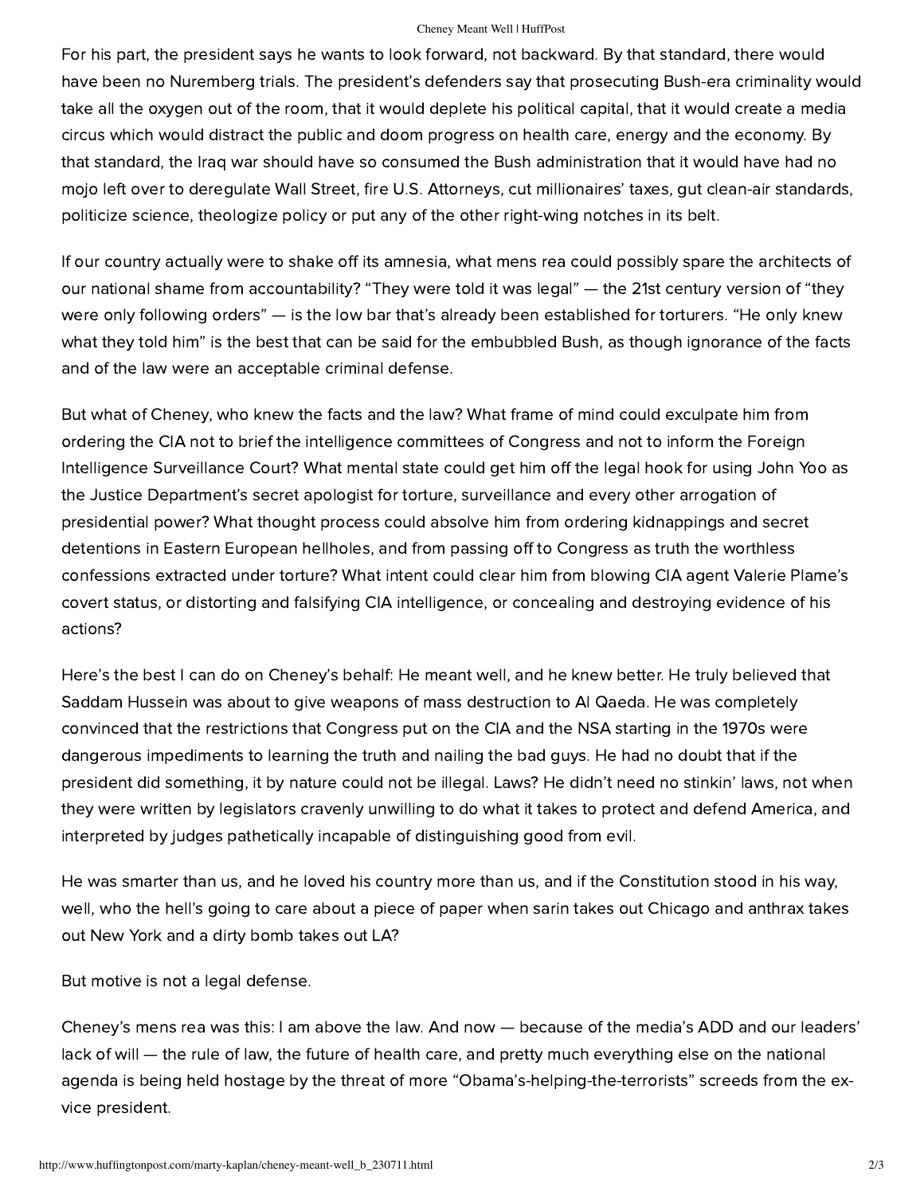For his part, the president says he wants to look forward, not backward. By that standard, there would have been no Nuremberg trials. The president's defenders say that prosecuting Bush-era criminality would take all the oxygen out of the room, that it would deplete his political capital, that it would create a media circus which would distract the public and doom progress on health care, energy and the economy. By that standard, the Iraq war should have so consumed the Bush administration that it would have had no mojo left over to deregulate Wall Street, fire U.S. Attorneys, cut millionaires' taxes, gut clean-air standards, politicize science, theologize policy or put any of the other right-wing notches in its belt.

If our country actually were to shake off its amnesia, what mens rea could possibly spare the architects of our national shame from accountability? "They were told it was legal" — the 21st century version of "they were only following orders" — is the low bar that's already been established for torturers. "He only knew what they told him" is the best that can be said for the embubbled Bush, as though ignorance of the facts and of the law were an acceptable criminal defense.

But what of Cheney, who knew the facts and the law? What frame of mind could exculpate him from ordering the CIA not to brief the intelligence committees of Congress and not to inform the Foreign Intelligence Surveillance Court? What mental state could get him off the legal hook for using John Yoo as the Justice Department's secret apologist for torture, surveillance and every other arrogation of presidential power? What thought process could absolve him from ordering kidnappings and secret detentions in Eastern European hellholes, and from passing off to Congress as truth the worthless confessions extracted under torture? What intent could clear him from blowing CIA agent Valerie Plame's covert status, or distorting and falsifying CIA intelligence, or concealing and destroying evidence of his actions?

Here's the best I can do on Cheney's behalf: He meant well, and he knew better. He truly believed that Saddam Hussein was about to give weapons of mass destruction to Al Qaeda. He was completely convinced that the restrictions that Congress put on the CIA and the NSA starting in the 1970s were dangerous impediments to learning the truth and nailing the bad guys. He had no doubt that if the president did something, it by nature could not be illegal. Laws? He didn't need no stinkin' laws, not when they were written by legislators cravenly unwilling to do what it takes to protect and defend America, and interpreted by judges pathetically incapable of distinguishing good from evil.

He was smarter than us, and he loved his country more than us, and if the Constitution stood in his way, well, who the hell's going to care about a piece of paper when sarin takes out Chicago and anthrax takes out New York and a dirty bomb takes out LA?

But motive is not a legal defense.

Cheney's mens rea was this: I am above the law. And now — because of the media's ADD and our leaders' lack of will — the rule of law, the future of health care, and pretty much everything else on the national agenda is being held hostage by the threat of more "Obama's-helping-the-terrorists" screeds from the ex-vice president.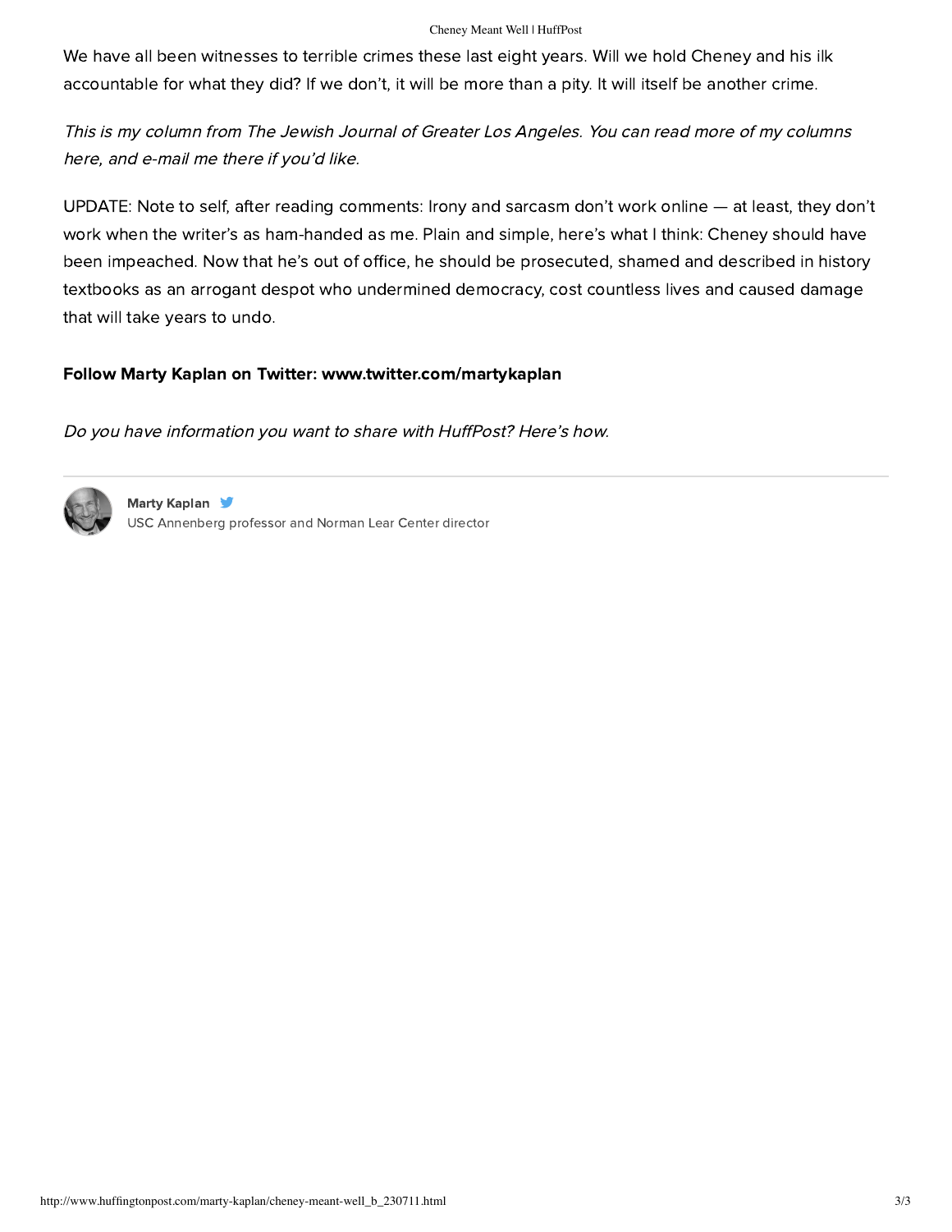We have all been witnesses to terrible crimes these last eight years. Will we hold Cheney and his ilk accountable for what they did? If we don't, it will be more than a pity. It will itself be another crime.

*This is my column from The Jewish Journal of Greater Los Angeles. You can read more of my columns here, and e-mail me there if you'd like.*

UPDATE: Note to self, after reading comments: Irony and sarcasm don't work online — at least, they don't work when the writer's as ham-handed as me. Plain and simple, here's what I think: Cheney should have been impeached. Now that he's out of office, he should be prosecuted, shamed and described in history textbooks as an arrogant despot who undermined democracy, cost countless lives and caused damage that will take years to undo.

**Follow Marty Kaplan on Twitter: www.twitter.com/martykaplan**

*Do you have information you want to share with HuffPost? Here's how.*

---

**Marty Kaplan**
USC Annenberg professor and Norman Lear Center director